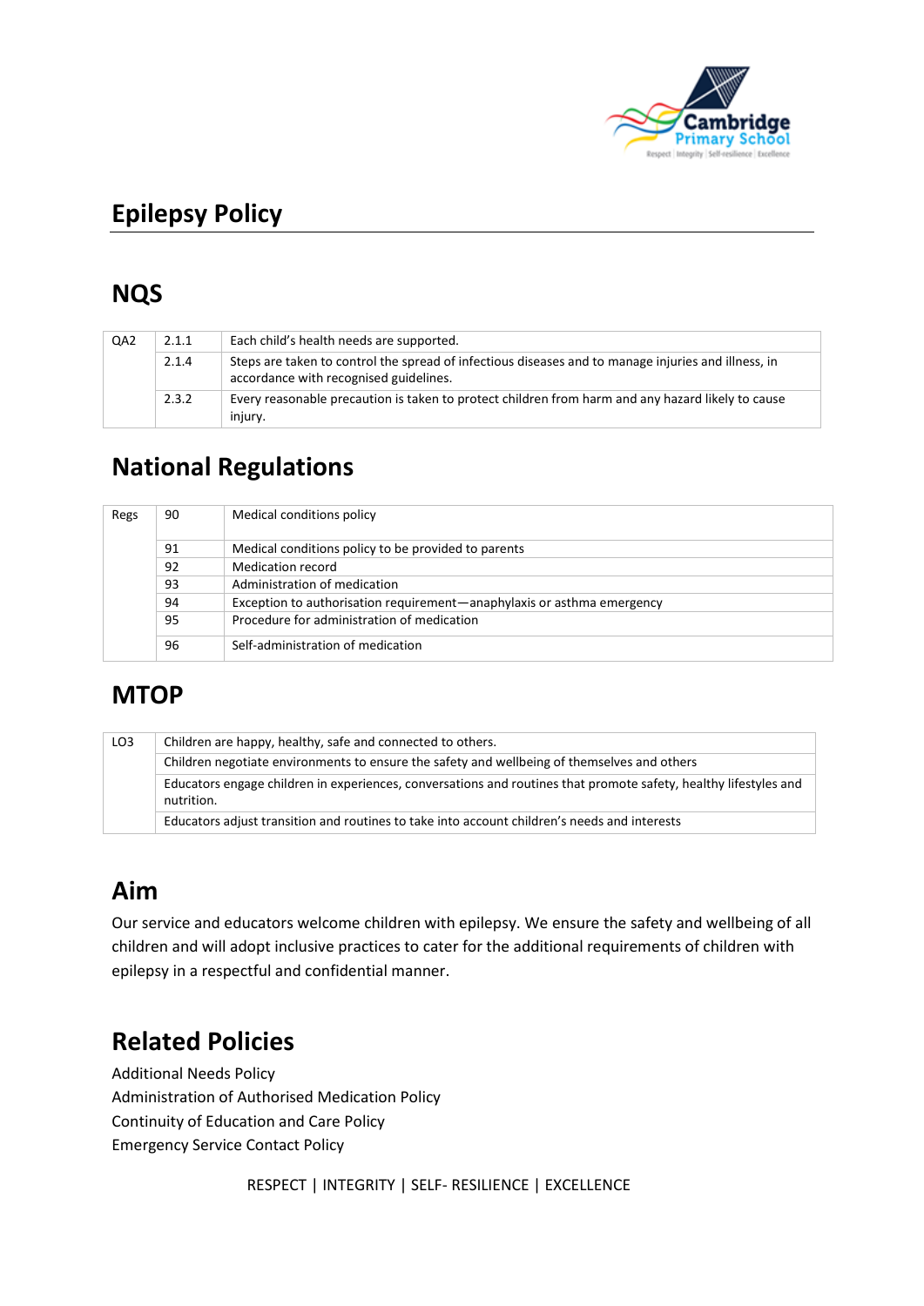# Epilepsy Policy

## NQS

| QA2 | 2.1.1 | Each child's health needs are supported. |
|---|---|---|
| | 2.1.4 | Steps are taken to control the spread of infectious diseases and to manage injuries and illness, in accordance with recognised guidelines. |
| | 2.3.2 | Every reasonable precaution is taken to protect children from harm and any hazard likely to cause injury. |

## National Regulations

| Regs | 90 | Medical conditions policy |
|---|---|---|
| | 91 | Medical conditions policy to be provided to parents |
| | 92 | Medication record |
| | 93 | Administration of medication |
| | 94 | Exception to authorisation requirement—anaphylaxis or asthma emergency |
| | 95 | Procedure for administration of medication |
| | 96 | Self-administration of medication |

## MTOP

| LO3 | Children are happy, healthy, safe and connected to others. |
|---|---|
| | Children negotiate environments to ensure the safety and wellbeing of themselves and others |
| | Educators engage children in experiences, conversations and routines that promote safety, healthy lifestyles and nutrition. |
| | Educators adjust transition and routines to take into account children's needs and interests |

## Aim

Our service and educators welcome children with epilepsy. We ensure the safety and wellbeing of all children and will adopt inclusive practices to cater for the additional requirements of children with epilepsy in a respectful and confidential manner.

## Related Policies

Additional Needs Policy
Administration of Authorised Medication Policy
Continuity of Education and Care Policy
Emergency Service Contact Policy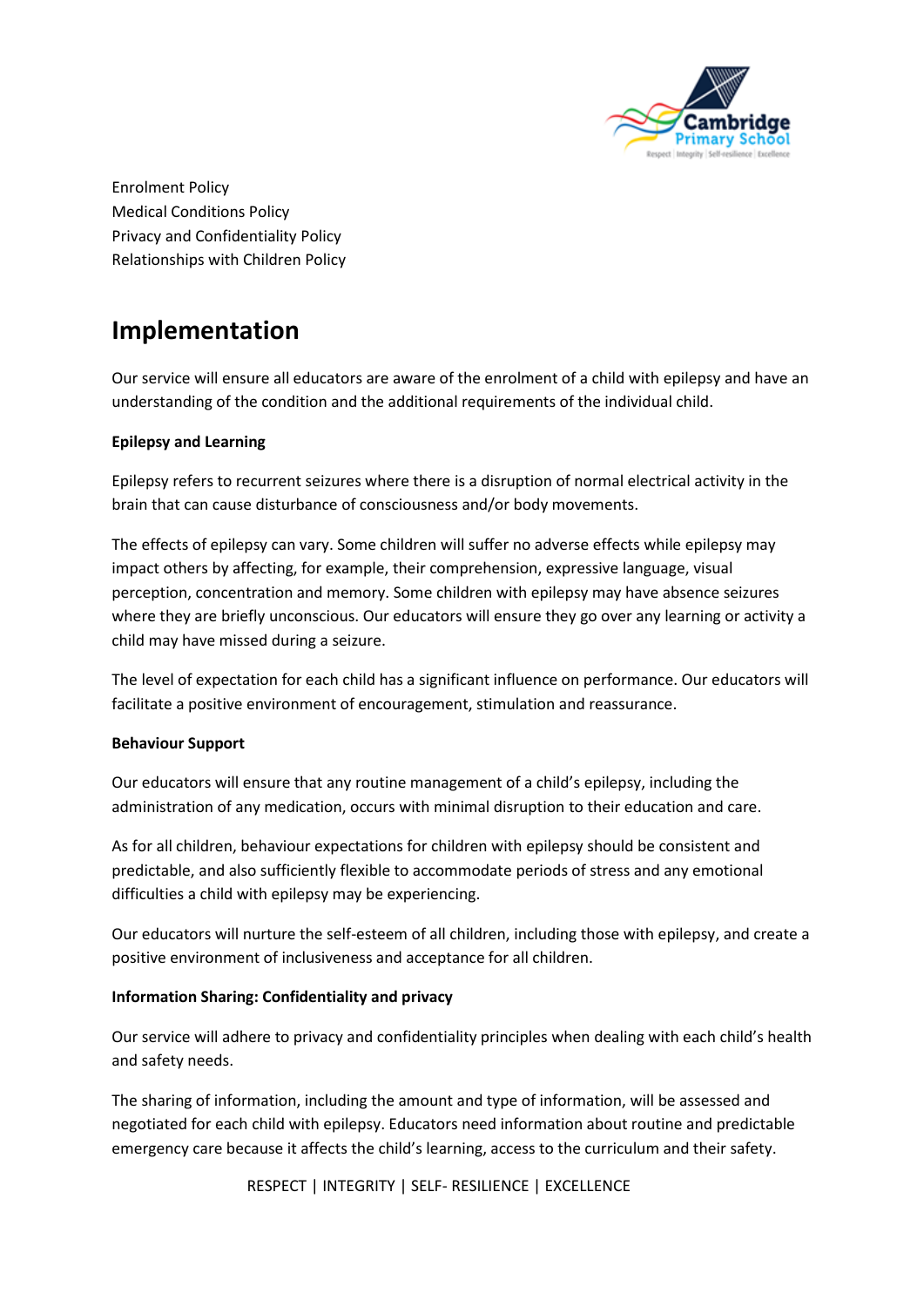Enrolment Policy
Medical Conditions Policy
Privacy and Confidentiality Policy
Relationships with Children Policy

## Implementation

Our service will ensure all educators are aware of the enrolment of a child with epilepsy and have an understanding of the condition and the additional requirements of the individual child.

**Epilepsy and Learning**

Epilepsy refers to recurrent seizures where there is a disruption of normal electrical activity in the brain that can cause disturbance of consciousness and/or body movements.

The effects of epilepsy can vary. Some children will suffer no adverse effects while epilepsy may impact others by affecting, for example, their comprehension, expressive language, visual perception, concentration and memory. Some children with epilepsy may have absence seizures where they are briefly unconscious. Our educators will ensure they go over any learning or activity a child may have missed during a seizure.

The level of expectation for each child has a significant influence on performance. Our educators will facilitate a positive environment of encouragement, stimulation and reassurance.

**Behaviour Support**

Our educators will ensure that any routine management of a child's epilepsy, including the administration of any medication, occurs with minimal disruption to their education and care.

As for all children, behaviour expectations for children with epilepsy should be consistent and predictable, and also sufficiently flexible to accommodate periods of stress and any emotional difficulties a child with epilepsy may be experiencing.

Our educators will nurture the self-esteem of all children, including those with epilepsy, and create a positive environment of inclusiveness and acceptance for all children.

**Information Sharing: Confidentiality and privacy**

Our service will adhere to privacy and confidentiality principles when dealing with each child's health and safety needs.

The sharing of information, including the amount and type of information, will be assessed and negotiated for each child with epilepsy. Educators need information about routine and predictable emergency care because it affects the child's learning, access to the curriculum and their safety.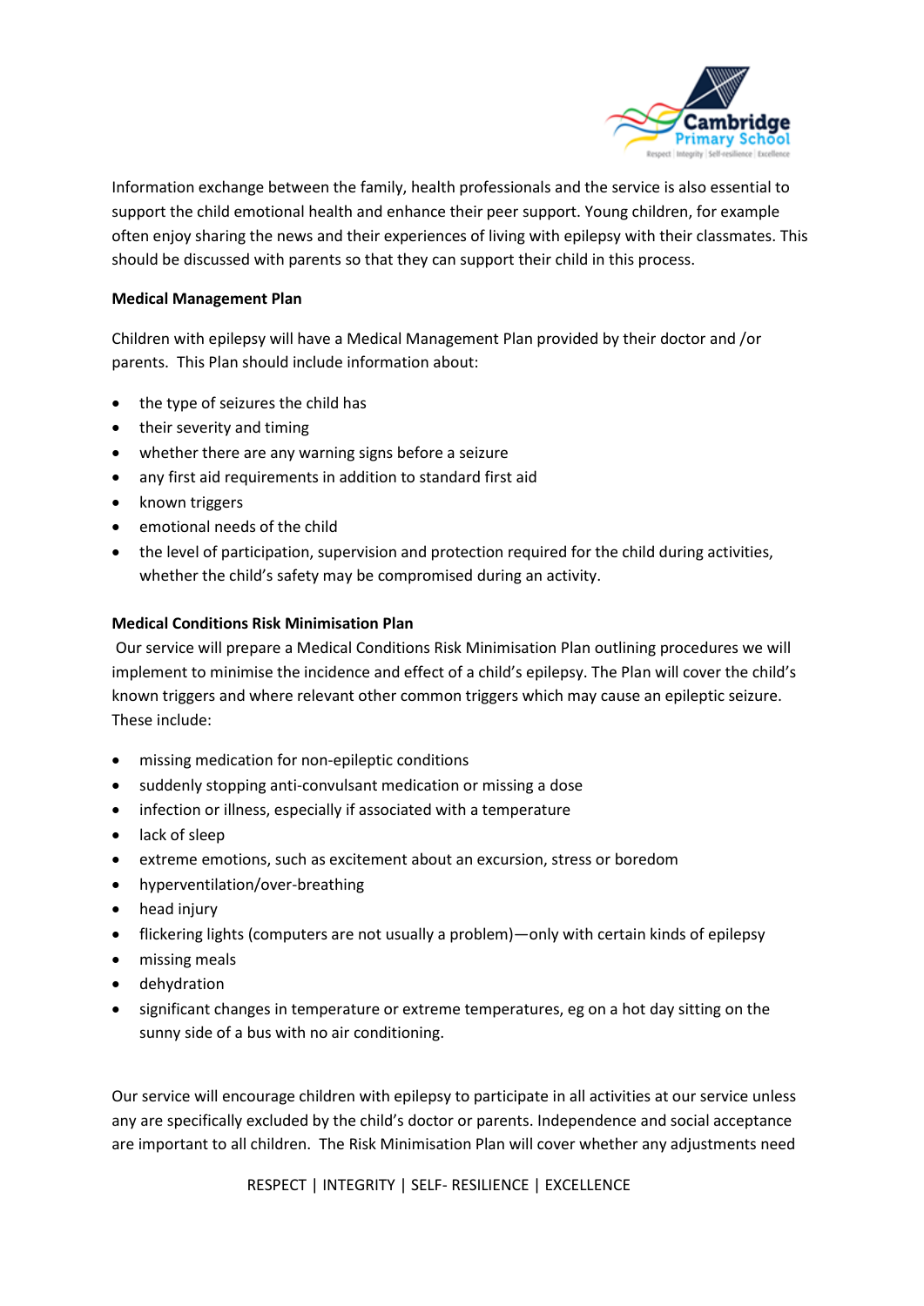Information exchange between the family, health professionals and the service is also essential to support the child emotional health and enhance their peer support. Young children, for example often enjoy sharing the news and their experiences of living with epilepsy with their classmates. This should be discussed with parents so that they can support their child in this process.

**Medical Management Plan**

Children with epilepsy will have a Medical Management Plan provided by their doctor and /or parents. This Plan should include information about:

- the type of seizures the child has
- their severity and timing
- whether there are any warning signs before a seizure
- any first aid requirements in addition to standard first aid
- known triggers
- emotional needs of the child
- the level of participation, supervision and protection required for the child during activities, whether the child's safety may be compromised during an activity.

**Medical Conditions Risk Minimisation Plan**

Our service will prepare a Medical Conditions Risk Minimisation Plan outlining procedures we will implement to minimise the incidence and effect of a child's epilepsy. The Plan will cover the child's known triggers and where relevant other common triggers which may cause an epileptic seizure. These include:

- missing medication for non-epileptic conditions
- suddenly stopping anti-convulsant medication or missing a dose
- infection or illness, especially if associated with a temperature
- lack of sleep
- extreme emotions, such as excitement about an excursion, stress or boredom
- hyperventilation/over-breathing
- head injury
- flickering lights (computers are not usually a problem)—only with certain kinds of epilepsy
- missing meals
- dehydration
- significant changes in temperature or extreme temperatures, eg on a hot day sitting on the sunny side of a bus with no air conditioning.

Our service will encourage children with epilepsy to participate in all activities at our service unless any are specifically excluded by the child's doctor or parents. Independence and social acceptance are important to all children. The Risk Minimisation Plan will cover whether any adjustments need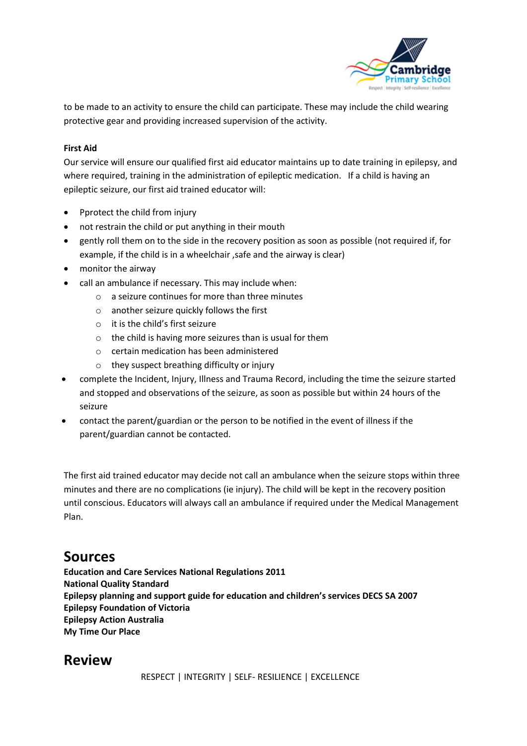to be made to an activity to ensure the child can participate. These may include the child wearing protective gear and providing increased supervision of the activity.

**First Aid**

Our service will ensure our qualified first aid educator maintains up to date training in epilepsy, and where required, training in the administration of epileptic medication. If a child is having an epileptic seizure, our first aid trained educator will:

- Pprotect the child from injury
- not restrain the child or put anything in their mouth
- gently roll them on to the side in the recovery position as soon as possible (not required if, for example, if the child is in a wheelchair ,safe and the airway is clear)
- monitor the airway
- call an ambulance if necessary. This may include when:
    - a seizure continues for more than three minutes
    - another seizure quickly follows the first
    - it is the child's first seizure
    - the child is having more seizures than is usual for them
    - certain medication has been administered
    - they suspect breathing difficulty or injury
- complete the Incident, Injury, Illness and Trauma Record, including the time the seizure started and stopped and observations of the seizure, as soon as possible but within 24 hours of the seizure
- contact the parent/guardian or the person to be notified in the event of illness if the parent/guardian cannot be contacted.

The first aid trained educator may decide not call an ambulance when the seizure stops within three minutes and there are no complications (ie injury). The child will be kept in the recovery position until conscious. Educators will always call an ambulance if required under the Medical Management Plan.

## Sources

**Education and Care Services National Regulations 2011**
**National Quality Standard**
**Epilepsy planning and support guide for education and children's services DECS SA 2007**
**Epilepsy Foundation of Victoria**
**Epilepsy Action Australia**
**My Time Our Place**

## Review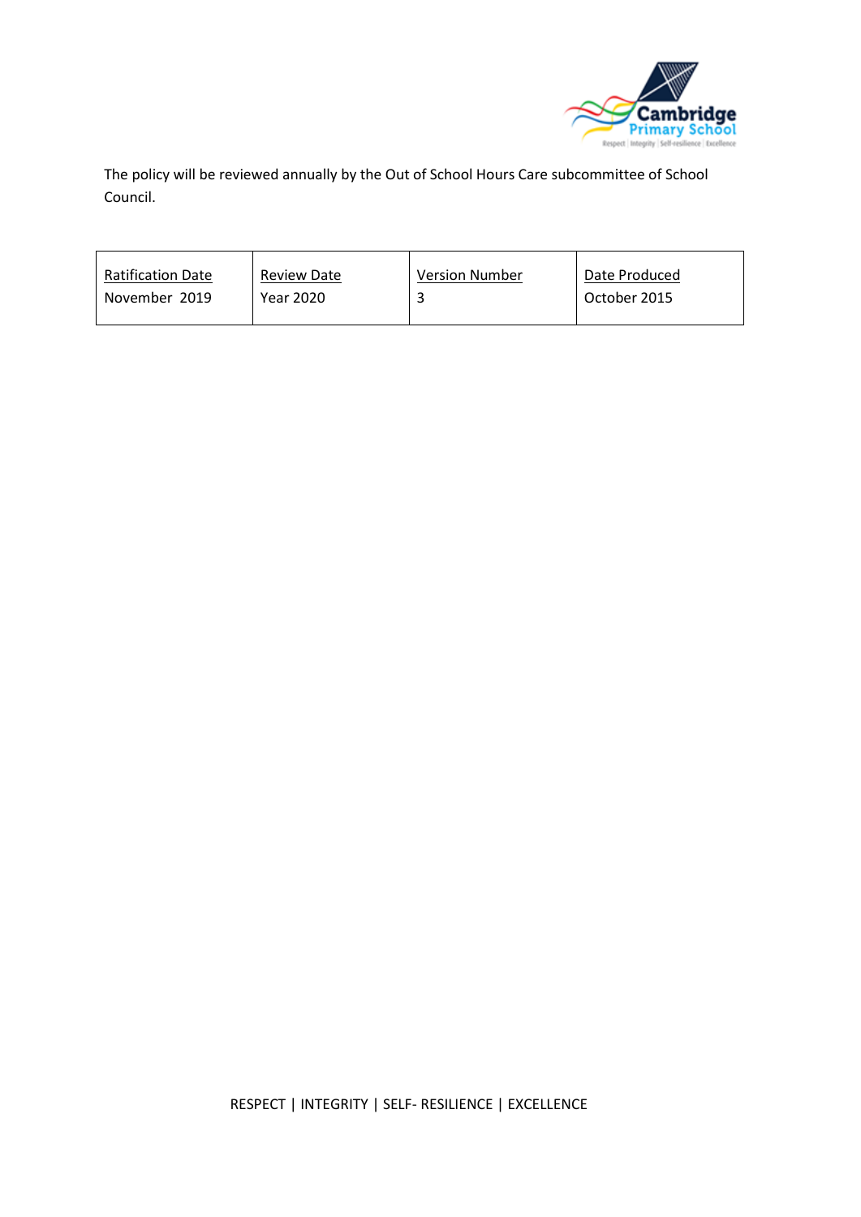The policy will be reviewed annually by the Out of School Hours Care subcommittee of School Council.

| | | | |
|---|---|---|---|
| Ratification Date<br>November 2019 | Review Date<br>Year 2020 | Version Number<br>3 | Date Produced<br>October 2015 |

RESPECT | INTEGRITY | SELF- RESILIENCE | EXCELLENCE